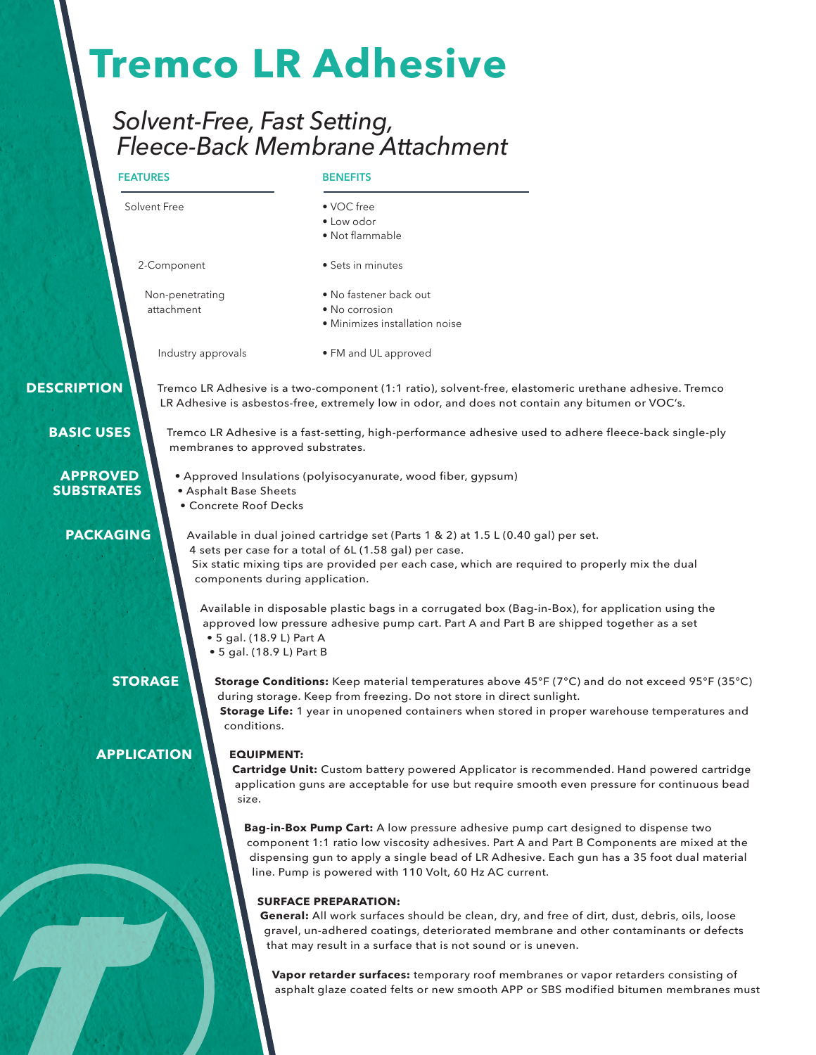# Tremco LR Adhesive

## *Solvent-Free, Fast Setting, Fleece-Back Membrane Attachment*

| FEATURES | BENEFITS |
|---|---|
| Solvent Free | • VOC free<br>• Low odor<br>• Not flammable |
| 2-Component | • Sets in minutes |
| Non-penetrating attachment | • No fastener back out<br>• No corrosion<br>• Minimizes installation noise |
| Industry approvals | • FM and UL approved |

## DESCRIPTION

Tremco LR Adhesive is a two-component (1:1 ratio), solvent-free, elastomeric urethane adhesive. Tremco LR Adhesive is asbestos-free, extremely low in odor, and does not contain any bitumen or VOC's.

## BASIC USES

Tremco LR Adhesive is a fast-setting, high-performance adhesive used to adhere fleece-back single-ply membranes to approved substrates.

## APPROVED SUBSTRATES

- Approved Insulations (polyisocyanurate, wood fiber, gypsum)
- Asphalt Base Sheets
- Concrete Roof Decks

## PACKAGING

Available in dual joined cartridge set (Parts 1 & 2) at 1.5 L (0.40 gal) per set. 4 sets per case for a total of 6L (1.58 gal) per case. Six static mixing tips are provided per each case, which are required to properly mix the dual components during application.

Available in disposable plastic bags in a corrugated box (Bag-in-Box), for application using the approved low pressure adhesive pump cart. Part A and Part B are shipped together as a set

- 5 gal. (18.9 L) Part A
- 5 gal. (18.9 L) Part B

## STORAGE

**Storage Conditions:** Keep material temperatures above 45°F (7°C) and do not exceed 95°F (35°C) during storage. Keep from freezing. Do not store in direct sunlight.

**Storage Life:** 1 year in unopened containers when stored in proper warehouse temperatures and conditions.

## APPLICATION

**EQUIPMENT:**

**Cartridge Unit:** Custom battery powered Applicator is recommended. Hand powered cartridge application guns are acceptable for use but require smooth even pressure for continuous bead size.

**Bag-in-Box Pump Cart:** A low pressure adhesive pump cart designed to dispense two component 1:1 ratio low viscosity adhesives. Part A and Part B Components are mixed at the dispensing gun to apply a single bead of LR Adhesive. Each gun has a 35 foot dual material line. Pump is powered with 110 Volt, 60 Hz AC current.

**SURFACE PREPARATION:**

**General:** All work surfaces should be clean, dry, and free of dirt, dust, debris, oils, loose gravel, un-adhered coatings, deteriorated membrane and other contaminants or defects that may result in a surface that is not sound or is uneven.

**Vapor retarder surfaces:** temporary roof membranes or vapor retarders consisting of asphalt glaze coated felts or new smooth APP or SBS modified bitumen membranes must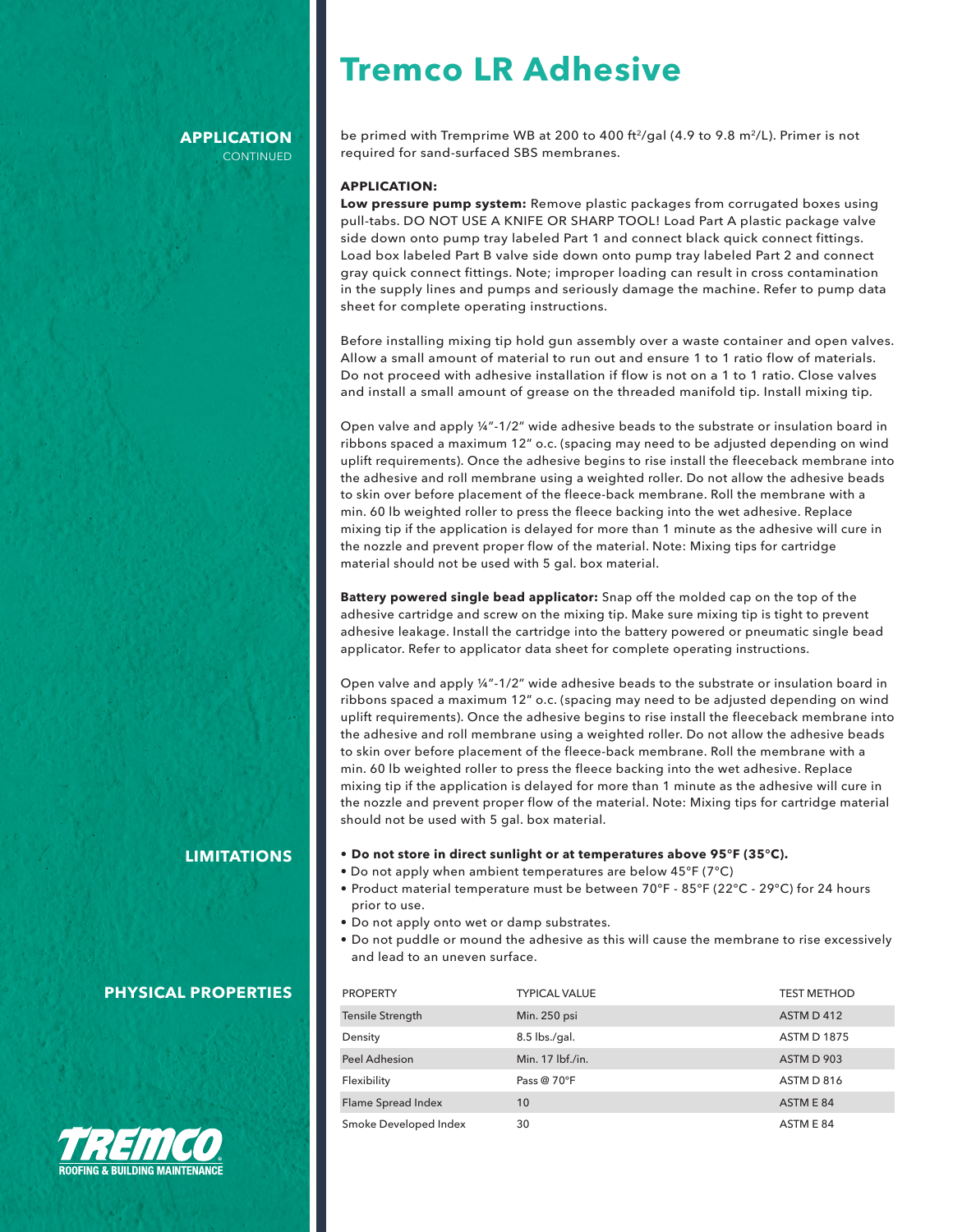# Tremco LR Adhesive

## APPLICATION CONTINUED

be primed with Tremprime WB at 200 to 400 ft$^2$/gal (4.9 to 9.8 m$^2$/L). Primer is not required for sand-surfaced SBS membranes.

**APPLICATION:**

**Low pressure pump system:** Remove plastic packages from corrugated boxes using pull-tabs. DO NOT USE A KNIFE OR SHARP TOOL! Load Part A plastic package valve side down onto pump tray labeled Part 1 and connect black quick connect fittings. Load box labeled Part B valve side down onto pump tray labeled Part 2 and connect gray quick connect fittings. Note; improper loading can result in cross contamination in the supply lines and pumps and seriously damage the machine. Refer to pump data sheet for complete operating instructions.

Before installing mixing tip hold gun assembly over a waste container and open valves. Allow a small amount of material to run out and ensure 1 to 1 ratio flow of materials. Do not proceed with adhesive installation if flow is not on a 1 to 1 ratio. Close valves and install a small amount of grease on the threaded manifold tip. Install mixing tip.

Open valve and apply ¼"-1/2" wide adhesive beads to the substrate or insulation board in ribbons spaced a maximum 12" o.c. (spacing may need to be adjusted depending on wind uplift requirements). Once the adhesive begins to rise install the fleeceback membrane into the adhesive and roll membrane using a weighted roller. Do not allow the adhesive beads to skin over before placement of the fleece-back membrane. Roll the membrane with a min. 60 lb weighted roller to press the fleece backing into the wet adhesive. Replace mixing tip if the application is delayed for more than 1 minute as the adhesive will cure in the nozzle and prevent proper flow of the material. Note: Mixing tips for cartridge material should not be used with 5 gal. box material.

**Battery powered single bead applicator:** Snap off the molded cap on the top of the adhesive cartridge and screw on the mixing tip. Make sure mixing tip is tight to prevent adhesive leakage. Install the cartridge into the battery powered or pneumatic single bead applicator. Refer to applicator data sheet for complete operating instructions.

Open valve and apply ¼"-1/2" wide adhesive beads to the substrate or insulation board in ribbons spaced a maximum 12" o.c. (spacing may need to be adjusted depending on wind uplift requirements). Once the adhesive begins to rise install the fleeceback membrane into the adhesive and roll membrane using a weighted roller. Do not allow the adhesive beads to skin over before placement of the fleece-back membrane. Roll the membrane with a min. 60 lb weighted roller to press the fleece backing into the wet adhesive. Replace mixing tip if the application is delayed for more than 1 minute as the adhesive will cure in the nozzle and prevent proper flow of the material. Note: Mixing tips for cartridge material should not be used with 5 gal. box material.

## LIMITATIONS

- **Do not store in direct sunlight or at temperatures above 95°F (35°C).**
- Do not apply when ambient temperatures are below 45°F (7°C)
- Product material temperature must be between 70°F - 85°F (22°C - 29°C) for 24 hours prior to use.
- Do not apply onto wet or damp substrates.
- Do not puddle or mound the adhesive as this will cause the membrane to rise excessively and lead to an uneven surface.

## PHYSICAL PROPERTIES

| PROPERTY | TYPICAL VALUE | TEST METHOD |
|---|---|---|
| Tensile Strength | Min. 250 psi | ASTM D 412 |
| Density | 8.5 lbs./gal. | ASTM D 1875 |
| Peel Adhesion | Min. 17 lbf./in. | ASTM D 903 |
| Flexibility | Pass @ 70°F | ASTM D 816 |
| Flame Spread Index | 10 | ASTM E 84 |
| Smoke Developed Index | 30 | ASTM E 84 |

TREMCO ROOFING & BUILDING MAINTENANCE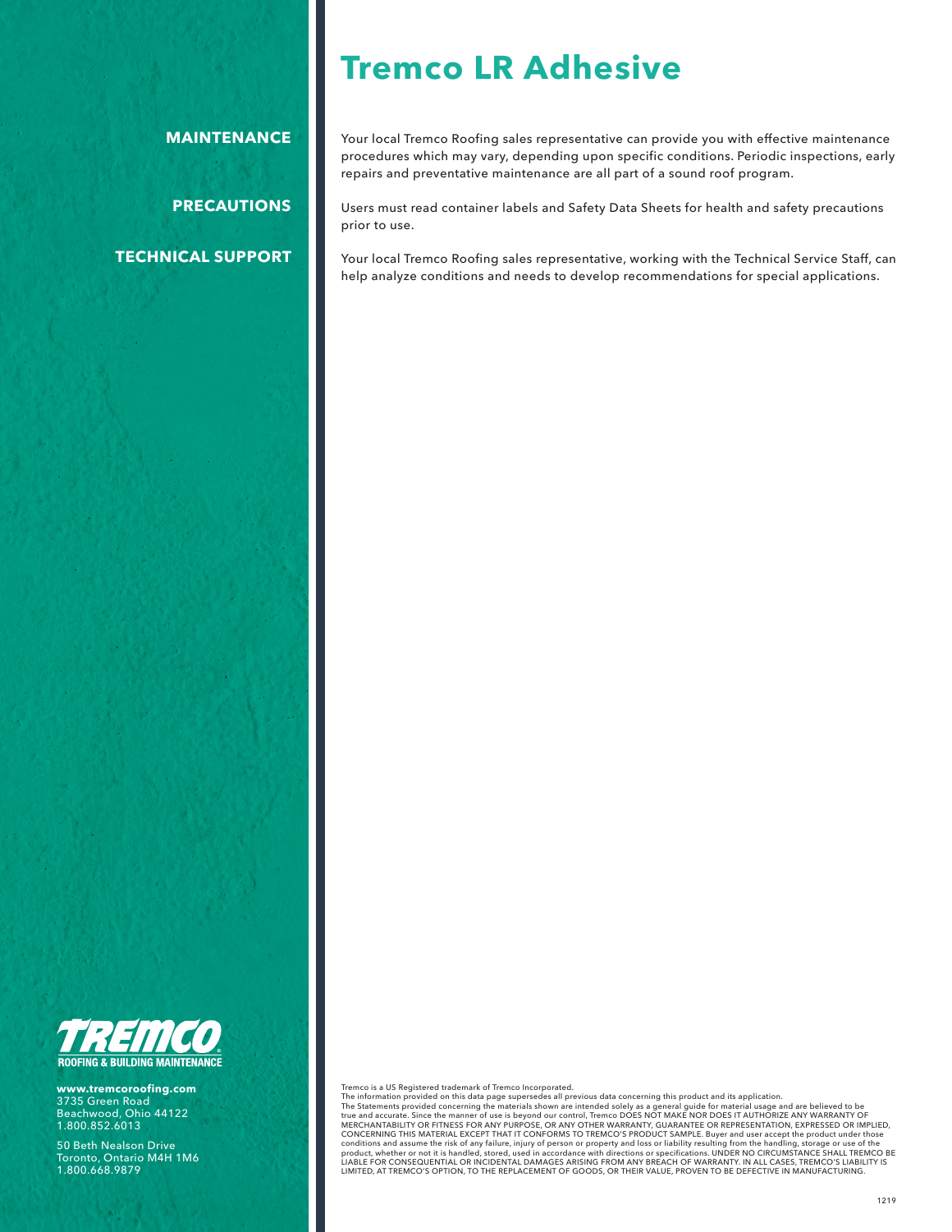# Tremco LR Adhesive

**MAINTENANCE**

Your local Tremco Roofing sales representative can provide you with effective maintenance procedures which may vary, depending upon specific conditions. Periodic inspections, early repairs and preventative maintenance are all part of a sound roof program.

**PRECAUTIONS**

Users must read container labels and Safety Data Sheets for health and safety precautions prior to use.

**TECHNICAL SUPPORT**

Your local Tremco Roofing sales representative, working with the Technical Service Staff, can help analyze conditions and needs to develop recommendations for special applications.

TREMCO
ROOFING & BUILDING MAINTENANCE

**www.tremcoroofing.com**
3735 Green Road
Beachwood, Ohio 44122
1.800.852.6013

50 Beth Nealson Drive
Toronto, Ontario M4H 1M6
1.800.668.9879

Tremco is a US Registered trademark of Tremco Incorporated.
The information provided on this data page supersedes all previous data concerning this product and its application.
The Statements provided concerning the materials shown are intended solely as a general guide for material usage and are believed to be true and accurate. Since the manner of use is beyond our control, Tremco DOES NOT MAKE NOR DOES IT AUTHORIZE ANY WARRANTY OF MERCHANTABILITY OR FITNESS FOR ANY PURPOSE, OR ANY OTHER WARRANTY, GUARANTEE OR REPRESENTATION, EXPRESSED OR IMPLIED, CONCERNING THIS MATERIAL EXCEPT THAT IT CONFORMS TO TREMCO'S PRODUCT SAMPLE. Buyer and user accept the product under those conditions and assume the risk of any failure, injury of person or property and loss or liability resulting from the handling, storage or use of the product, whether or not it is handled, stored, used in accordance with directions or specifications. UNDER NO CIRCUMSTANCE SHALL TREMCO BE LIABLE FOR CONSEQUENTIAL OR INCIDENTAL DAMAGES ARISING FROM ANY BREACH OF WARRANTY. IN ALL CASES, TREMCO'S LIABILITY IS LIMITED, AT TREMCO'S OPTION, TO THE REPLACEMENT OF GOODS, OR THEIR VALUE, PROVEN TO BE DEFECTIVE IN MANUFACTURING.

1219